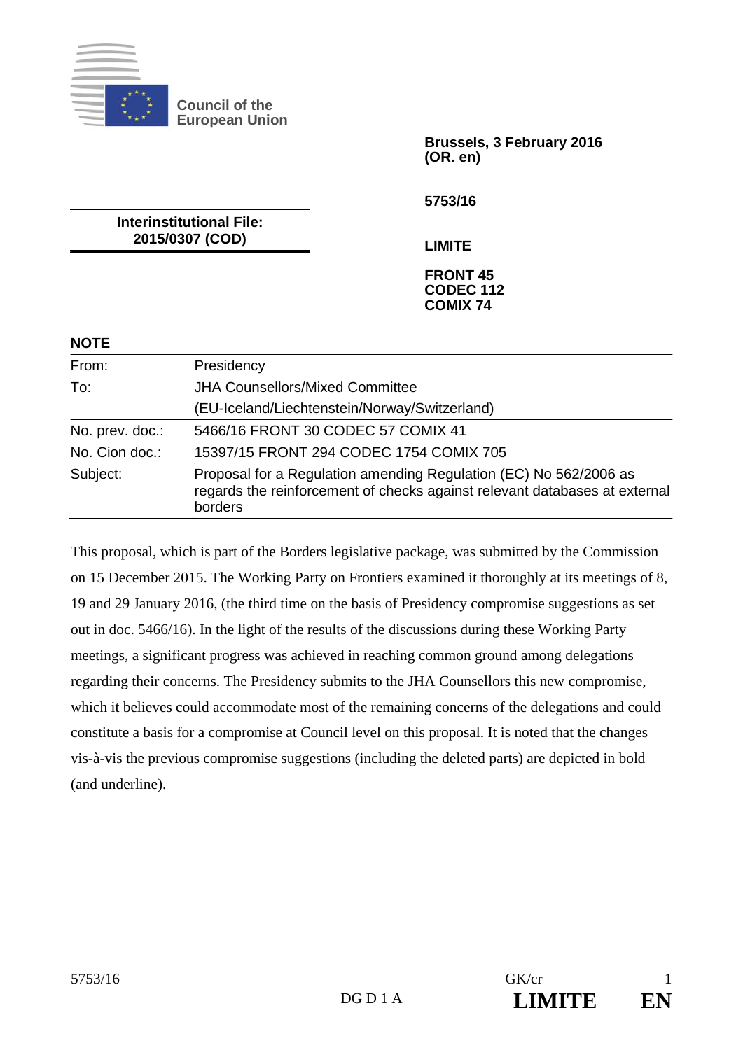**Council of the European Union**

**Brussels, 3 February 2016**
**(OR. en)**

**5753/16**

**Interinstitutional File:**
**2015/0307 (COD)**

**LIMITE**

**FRONT 45**
**CODEC 112**
**COMIX 74**

**NOTE**

| | |
|---|---|
| From: | Presidency |
| To: | JHA Counsellors/Mixed Committee (EU-Iceland/Liechtenstein/Norway/Switzerland) |
| No. prev. doc.: | 5466/16 FRONT 30 CODEC 57 COMIX 41 |
| No. Cion doc.: | 15397/15 FRONT 294 CODEC 1754 COMIX 705 |
| Subject: | Proposal for a Regulation amending Regulation (EC) No 562/2006 as regards the reinforcement of checks against relevant databases at external borders |

This proposal, which is part of the Borders legislative package, was submitted by the Commission on 15 December 2015. The Working Party on Frontiers examined it thoroughly at its meetings of 8, 19 and 29 January 2016, (the third time on the basis of Presidency compromise suggestions as set out in doc. 5466/16). In the light of the results of the discussions during these Working Party meetings, a significant progress was achieved in reaching common ground among delegations regarding their concerns. The Presidency submits to the JHA Counsellors this new compromise, which it believes could accommodate most of the remaining concerns of the delegations and could constitute a basis for a compromise at Council level on this proposal. It is noted that the changes vis-à-vis the previous compromise suggestions (including the deleted parts) are depicted in bold (and underline).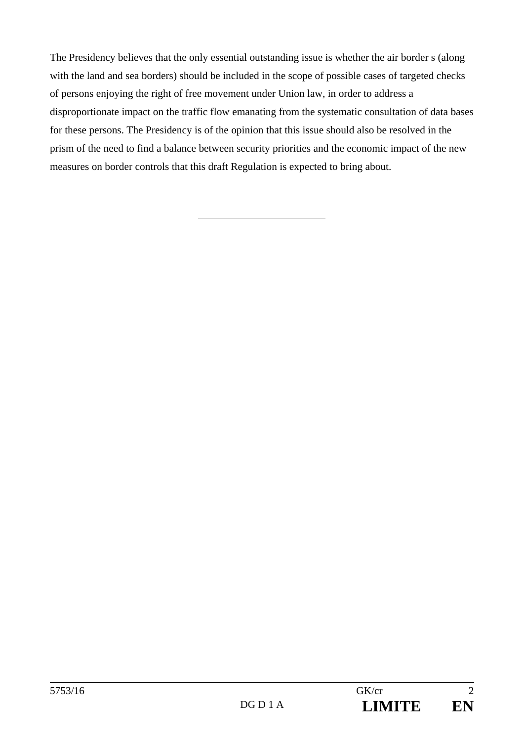The Presidency believes that the only essential outstanding issue is whether the air border s (along with the land and sea borders) should be included in the scope of possible cases of targeted checks of persons enjoying the right of free movement under Union law, in order to address a disproportionate impact on the traffic flow emanating from the systematic consultation of data bases for these persons. The Presidency is of the opinion that this issue should also be resolved in the prism of the need to find a balance between security priorities and the economic impact of the new measures on border controls that this draft Regulation is expected to bring about.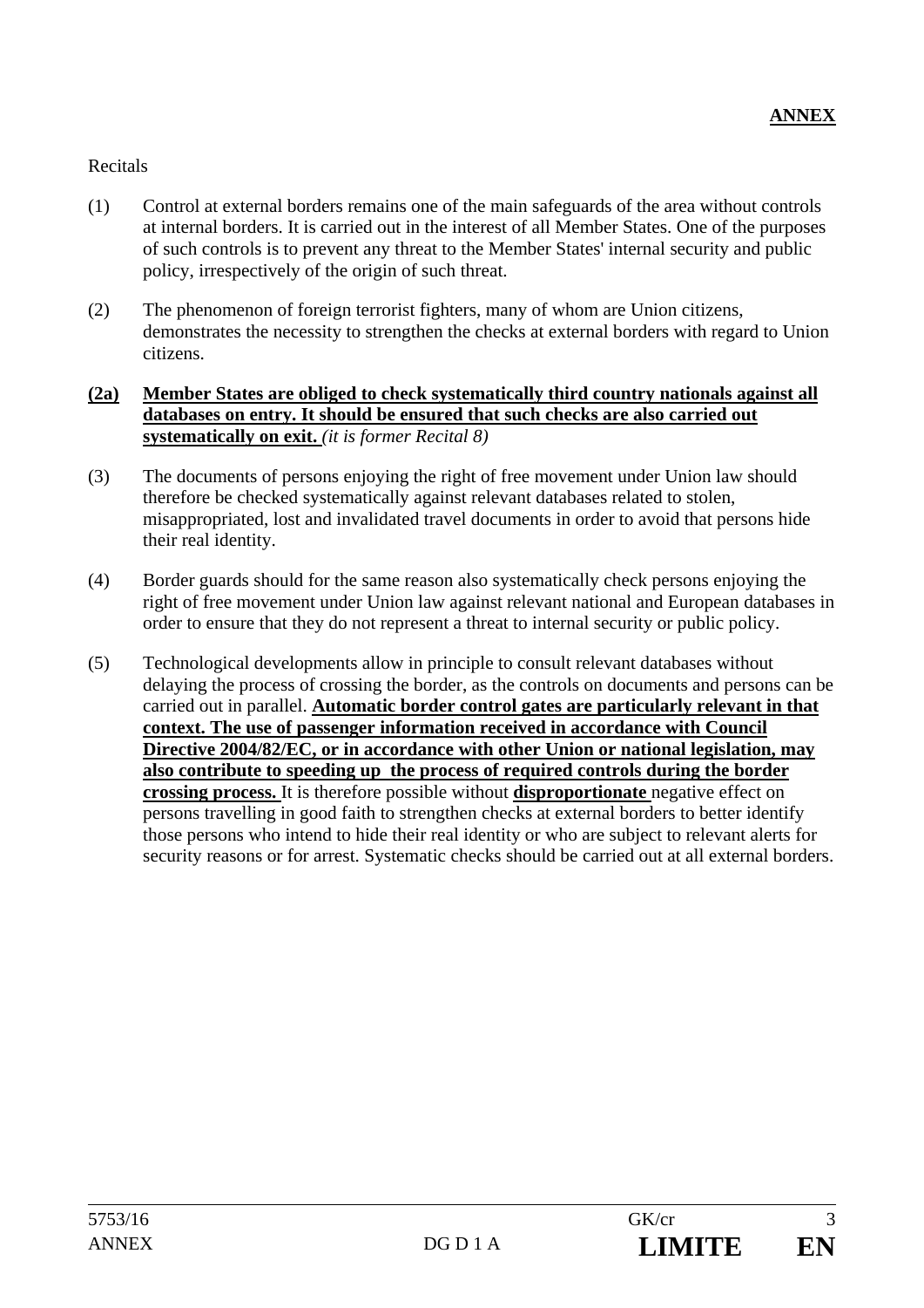**ANNEX**

Recitals

(1) Control at external borders remains one of the main safeguards of the area without controls at internal borders. It is carried out in the interest of all Member States. One of the purposes of such controls is to prevent any threat to the Member States' internal security and public policy, irrespectively of the origin of such threat.

(2) The phenomenon of foreign terrorist fighters, many of whom are Union citizens, demonstrates the necessity to strengthen the checks at external borders with regard to Union citizens.

**(2a) Member States are obliged to check systematically third country nationals against all databases on entry. It should be ensured that such checks are also carried out systematically on exit.** *(it is former Recital 8)*

(3) The documents of persons enjoying the right of free movement under Union law should therefore be checked systematically against relevant databases related to stolen, misappropriated, lost and invalidated travel documents in order to avoid that persons hide their real identity.

(4) Border guards should for the same reason also systematically check persons enjoying the right of free movement under Union law against relevant national and European databases in order to ensure that they do not represent a threat to internal security or public policy.

(5) Technological developments allow in principle to consult relevant databases without delaying the process of crossing the border, as the controls on documents and persons can be carried out in parallel. **Automatic border control gates are particularly relevant in that context. The use of passenger information received in accordance with Council Directive 2004/82/EC, or in accordance with other Union or national legislation, may also contribute to speeding up the process of required controls during the border crossing process.** It is therefore possible without **disproportionate** negative effect on persons travelling in good faith to strengthen checks at external borders to better identify those persons who intend to hide their real identity or who are subject to relevant alerts for security reasons or for arrest. Systematic checks should be carried out at all external borders.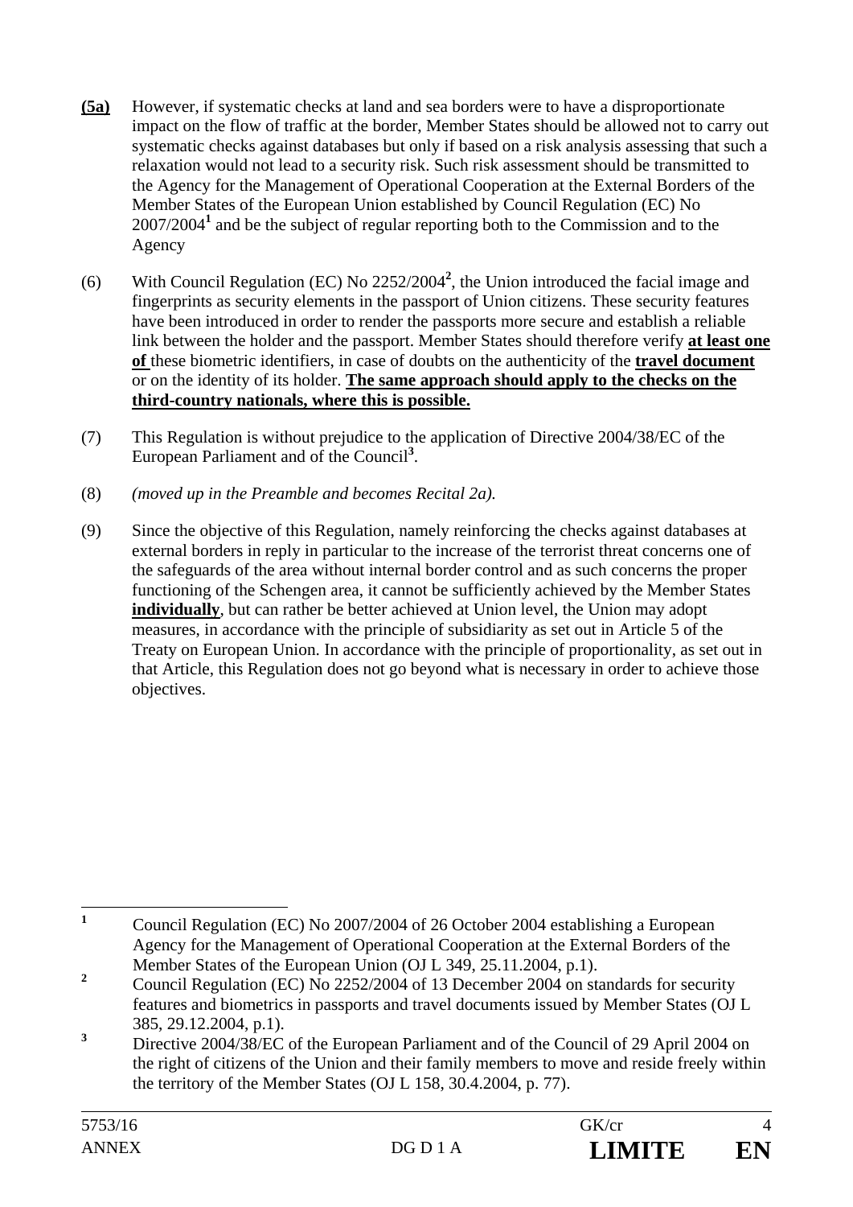**(5a)** However, if systematic checks at land and sea borders were to have a disproportionate impact on the flow of traffic at the border, Member States should be allowed not to carry out systematic checks against databases but only if based on a risk analysis assessing that such a relaxation would not lead to a security risk. Such risk assessment should be transmitted to the Agency for the Management of Operational Cooperation at the External Borders of the Member States of the European Union established by Council Regulation (EC) No 2007/2004[1] and be the subject of regular reporting both to the Commission and to the Agency

(6) With Council Regulation (EC) No 2252/2004[2], the Union introduced the facial image and fingerprints as security elements in the passport of Union citizens. These security features have been introduced in order to render the passports more secure and establish a reliable link between the holder and the passport. Member States should therefore verify **at least one of** these biometric identifiers, in case of doubts on the authenticity of the **travel document** or on the identity of its holder. **The same approach should apply to the checks on the third-country nationals, where this is possible.**

(7) This Regulation is without prejudice to the application of Directive 2004/38/EC of the European Parliament and of the Council[3].

(8) *(moved up in the Preamble and becomes Recital 2a).*

(9) Since the objective of this Regulation, namely reinforcing the checks against databases at external borders in reply in particular to the increase of the terrorist threat concerns one of the safeguards of the area without internal border control and as such concerns the proper functioning of the Schengen area, it cannot be sufficiently achieved by the Member States **individually**, but can rather be better achieved at Union level, the Union may adopt measures, in accordance with the principle of subsidiarity as set out in Article 5 of the Treaty on European Union. In accordance with the principle of proportionality, as set out in that Article, this Regulation does not go beyond what is necessary in order to achieve those objectives.

---

[1] Council Regulation (EC) No 2007/2004 of 26 October 2004 establishing a European Agency for the Management of Operational Cooperation at the External Borders of the Member States of the European Union (OJ L 349, 25.11.2004, p.1).

[2] Council Regulation (EC) No 2252/2004 of 13 December 2004 on standards for security features and biometrics in passports and travel documents issued by Member States (OJ L 385, 29.12.2004, p.1).

[3] Directive 2004/38/EC of the European Parliament and of the Council of 29 April 2004 on the right of citizens of the Union and their family members to move and reside freely within the territory of the Member States (OJ L 158, 30.4.2004, p. 77).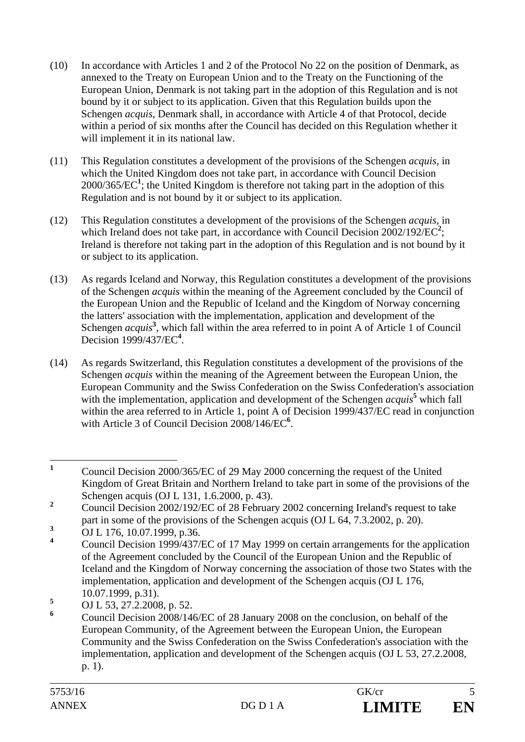(10) In accordance with Articles 1 and 2 of the Protocol No 22 on the position of Denmark, as annexed to the Treaty on European Union and to the Treaty on the Functioning of the European Union, Denmark is not taking part in the adoption of this Regulation and is not bound by it or subject to its application. Given that this Regulation builds upon the Schengen *acquis*, Denmark shall, in accordance with Article 4 of that Protocol, decide within a period of six months after the Council has decided on this Regulation whether it will implement it in its national law.

(11) This Regulation constitutes a development of the provisions of the Schengen *acquis*, in which the United Kingdom does not take part, in accordance with Council Decision 2000/365/EC[1]; the United Kingdom is therefore not taking part in the adoption of this Regulation and is not bound by it or subject to its application.

(12) This Regulation constitutes a development of the provisions of the Schengen *acquis*, in which Ireland does not take part, in accordance with Council Decision 2002/192/EC[2]; Ireland is therefore not taking part in the adoption of this Regulation and is not bound by it or subject to its application.

(13) As regards Iceland and Norway, this Regulation constitutes a development of the provisions of the Schengen *acquis* within the meaning of the Agreement concluded by the Council of the European Union and the Republic of Iceland and the Kingdom of Norway concerning the latters' association with the implementation, application and development of the Schengen *acquis*[3], which fall within the area referred to in point A of Article 1 of Council Decision 1999/437/EC[4].

(14) As regards Switzerland, this Regulation constitutes a development of the provisions of the Schengen *acquis* within the meaning of the Agreement between the European Union, the European Community and the Swiss Confederation on the Swiss Confederation's association with the implementation, application and development of the Schengen *acquis*[5] which fall within the area referred to in Article 1, point A of Decision 1999/437/EC read in conjunction with Article 3 of Council Decision 2008/146/EC[6].

---

[1] Council Decision 2000/365/EC of 29 May 2000 concerning the request of the United Kingdom of Great Britain and Northern Ireland to take part in some of the provisions of the Schengen acquis (OJ L 131, 1.6.2000, p. 43).

[2] Council Decision 2002/192/EC of 28 February 2002 concerning Ireland's request to take part in some of the provisions of the Schengen acquis (OJ L 64, 7.3.2002, p. 20).

[3] OJ L 176, 10.07.1999, p.36.

[4] Council Decision 1999/437/EC of 17 May 1999 on certain arrangements for the application of the Agreement concluded by the Council of the European Union and the Republic of Iceland and the Kingdom of Norway concerning the association of those two States with the implementation, application and development of the Schengen acquis (OJ L 176, 10.07.1999, p.31).

[5] OJ L 53, 27.2.2008, p. 52.

[6] Council Decision 2008/146/EC of 28 January 2008 on the conclusion, on behalf of the European Community, of the Agreement between the European Union, the European Community and the Swiss Confederation on the Swiss Confederation's association with the implementation, application and development of the Schengen acquis (OJ L 53, 27.2.2008, p. 1).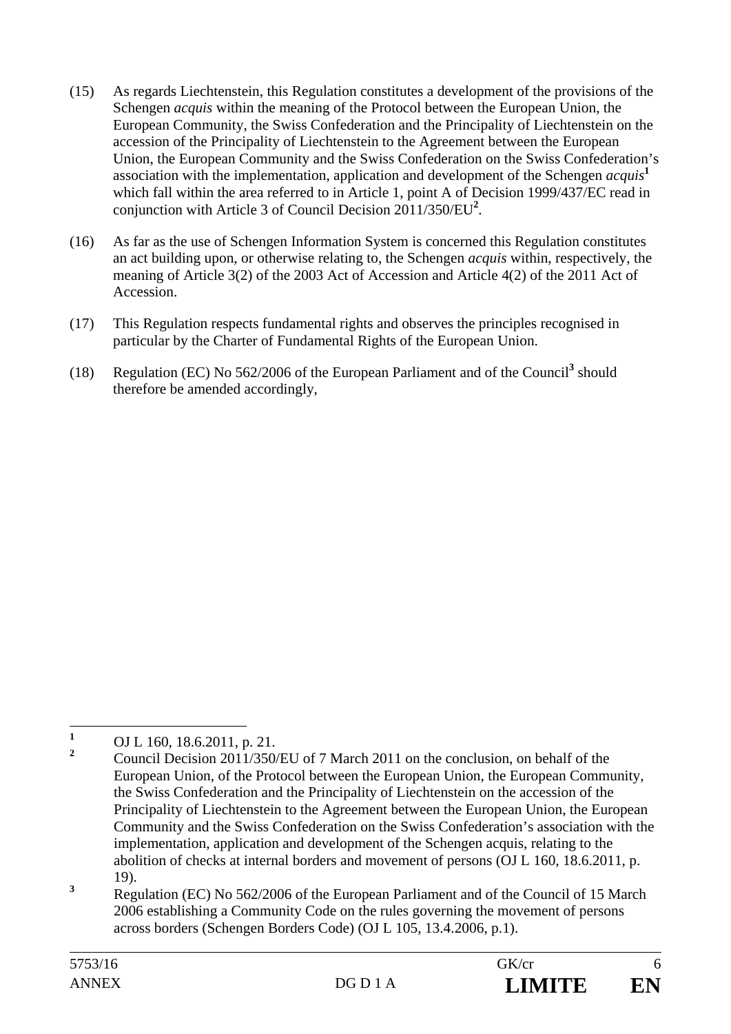(15) As regards Liechtenstein, this Regulation constitutes a development of the provisions of the Schengen *acquis* within the meaning of the Protocol between the European Union, the European Community, the Swiss Confederation and the Principality of Liechtenstein on the accession of the Principality of Liechtenstein to the Agreement between the European Union, the European Community and the Swiss Confederation on the Swiss Confederation's association with the implementation, application and development of the Schengen *acquis*[1] which fall within the area referred to in Article 1, point A of Decision 1999/437/EC read in conjunction with Article 3 of Council Decision 2011/350/EU[2].

(16) As far as the use of Schengen Information System is concerned this Regulation constitutes an act building upon, or otherwise relating to, the Schengen *acquis* within, respectively, the meaning of Article 3(2) of the 2003 Act of Accession and Article 4(2) of the 2011 Act of Accession.

(17) This Regulation respects fundamental rights and observes the principles recognised in particular by the Charter of Fundamental Rights of the European Union.

(18) Regulation (EC) No 562/2006 of the European Parliament and of the Council[3] should therefore be amended accordingly,

---

[1] OJ L 160, 18.6.2011, p. 21.

[2] Council Decision 2011/350/EU of 7 March 2011 on the conclusion, on behalf of the European Union, of the Protocol between the European Union, the European Community, the Swiss Confederation and the Principality of Liechtenstein on the accession of the Principality of Liechtenstein to the Agreement between the European Union, the European Community and the Swiss Confederation on the Swiss Confederation's association with the implementation, application and development of the Schengen acquis, relating to the abolition of checks at internal borders and movement of persons (OJ L 160, 18.6.2011, p. 19).

[3] Regulation (EC) No 562/2006 of the European Parliament and of the Council of 15 March 2006 establishing a Community Code on the rules governing the movement of persons across borders (Schengen Borders Code) (OJ L 105, 13.4.2006, p.1).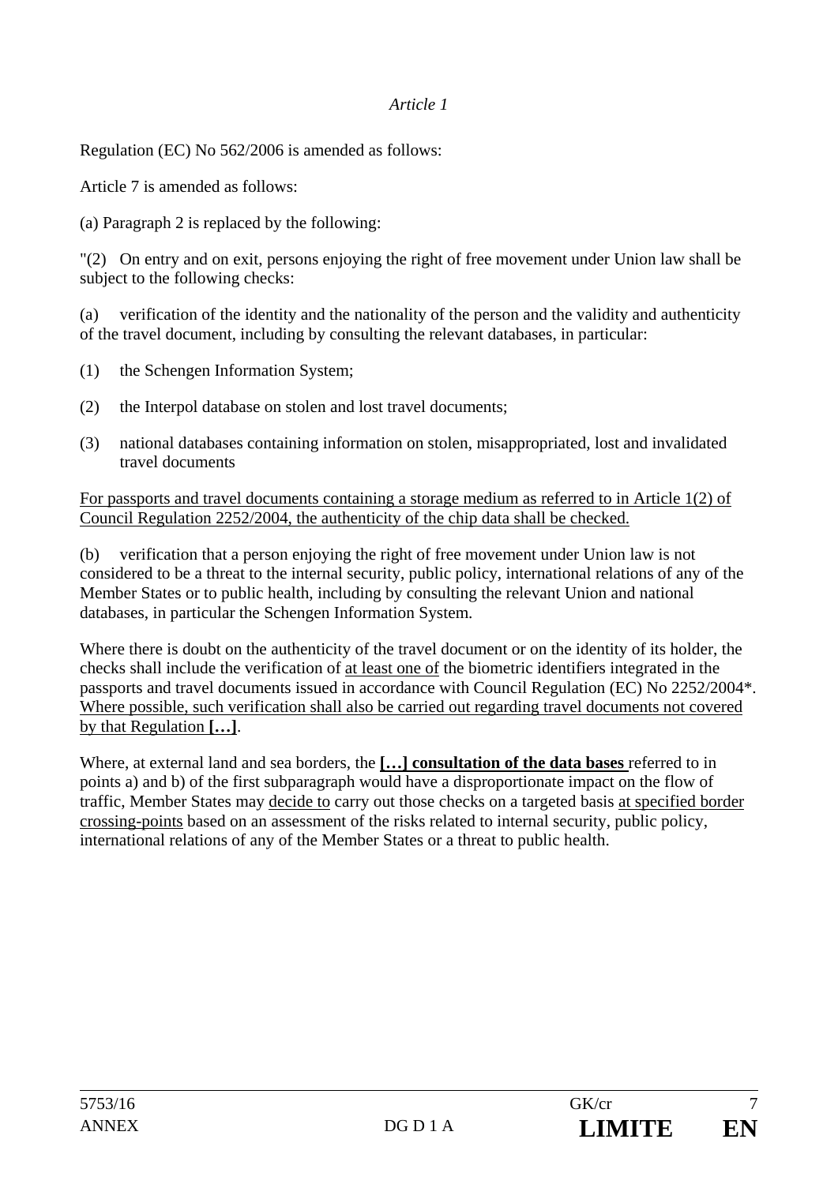*Article 1*

Regulation (EC) No 562/2006 is amended as follows:

Article 7 is amended as follows:

(a) Paragraph 2 is replaced by the following:

"(2) On entry and on exit, persons enjoying the right of free movement under Union law shall be subject to the following checks:

(a) verification of the identity and the nationality of the person and the validity and authenticity of the travel document, including by consulting the relevant databases, in particular:

(1) the Schengen Information System;

(2) the Interpol database on stolen and lost travel documents;

(3) national databases containing information on stolen, misappropriated, lost and invalidated travel documents

<u>For passports and travel documents containing a storage medium as referred to in Article 1(2) of Council Regulation 2252/2004, the authenticity of the chip data shall be checked.</u>

(b) verification that a person enjoying the right of free movement under Union law is not considered to be a threat to the internal security, public policy, international relations of any of the Member States or to public health, including by consulting the relevant Union and national databases, in particular the Schengen Information System.

Where there is doubt on the authenticity of the travel document or on the identity of its holder, the checks shall include the verification of <u>at least one of</u> the biometric identifiers integrated in the passports and travel documents issued in accordance with Council Regulation (EC) No 2252/2004*. <u>Where possible, such verification shall also be carried out regarding travel documents not covered by that Regulation</u> **<u>[…]</u>**.

Where, at external land and sea borders, the **<u>[…] consultation of the data bases</u>** referred to in points a) and b) of the first subparagraph would have a disproportionate impact on the flow of traffic, Member States may <u>decide to</u> carry out those checks on a targeted basis <u>at specified border crossing-points</u> based on an assessment of the risks related to internal security, public policy, international relations of any of the Member States or a threat to public health.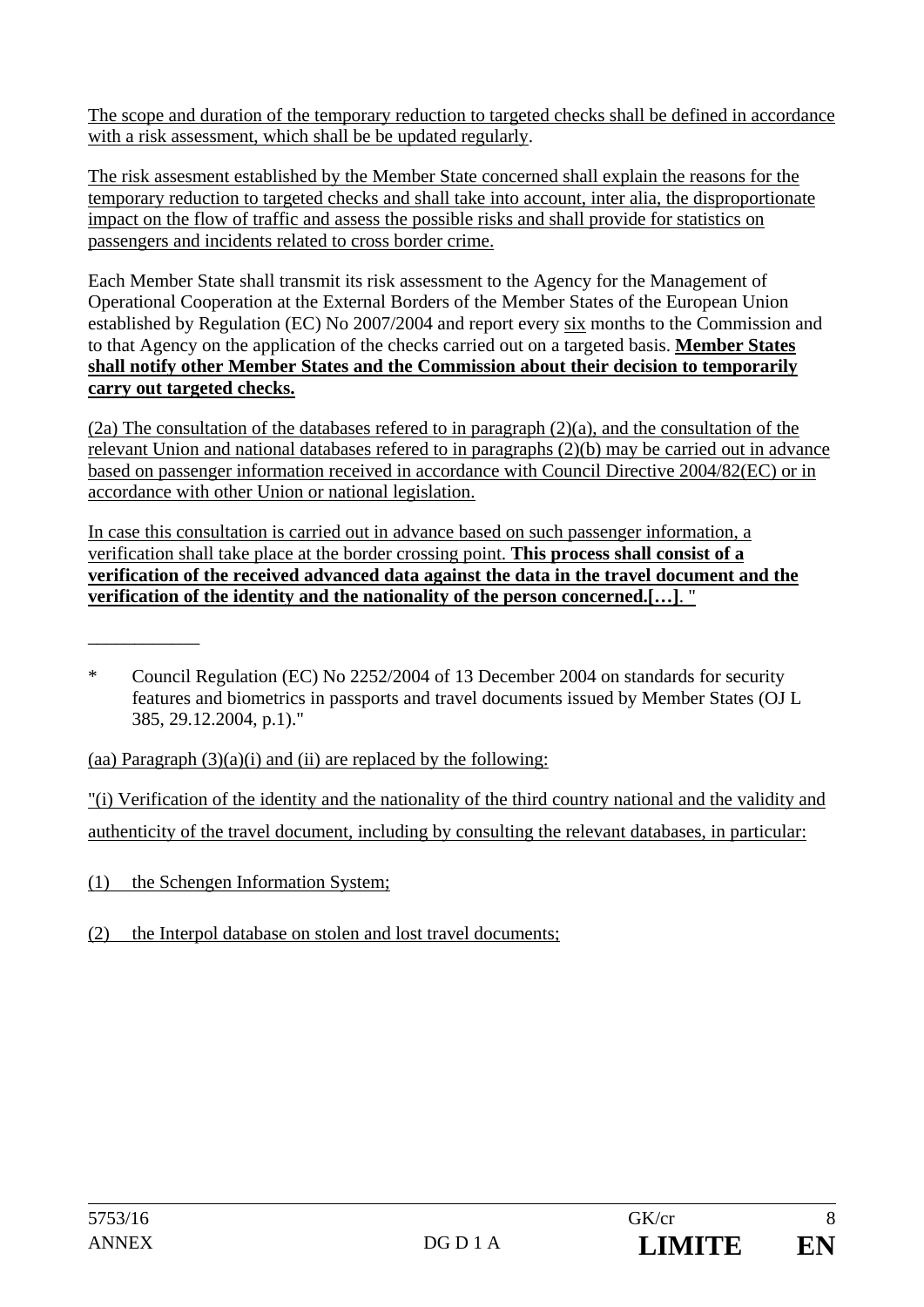The scope and duration of the temporary reduction to targeted checks shall be defined in accordance with a risk assessment, which shall be be updated regularly.

The risk assesment established by the Member State concerned shall explain the reasons for the temporary reduction to targeted checks and shall take into account, inter alia, the disproportionate impact on the flow of traffic and assess the possible risks and shall provide for statistics on passengers and incidents related to cross border crime.

Each Member State shall transmit its risk assessment to the Agency for the Management of Operational Cooperation at the External Borders of the Member States of the European Union established by Regulation (EC) No 2007/2004 and report every six months to the Commission and to that Agency on the application of the checks carried out on a targeted basis. **Member States shall notify other Member States and the Commission about their decision to temporarily carry out targeted checks.**

(2a) The consultation of the databases refered to in paragraph (2)(a), and the consultation of the relevant Union and national databases refered to in paragraphs (2)(b) may be carried out in advance based on passenger information received in accordance with Council Directive 2004/82(EC) or in accordance with other Union or national legislation.

In case this consultation is carried out in advance based on such passenger information, a verification shall take place at the border crossing point. **This process shall consist of a verification of the received advanced data against the data in the travel document and the verification of the identity and the nationality of the person concerned.[…]**. "

___________

\* Council Regulation (EC) No 2252/2004 of 13 December 2004 on standards for security features and biometrics in passports and travel documents issued by Member States (OJ L 385, 29.12.2004, p.1)."

(aa) Paragraph (3)(a)(i) and (ii) are replaced by the following:

"(i) Verification of the identity and the nationality of the third country national and the validity and authenticity of the travel document, including by consulting the relevant databases, in particular:

(1) the Schengen Information System;

(2) the Interpol database on stolen and lost travel documents;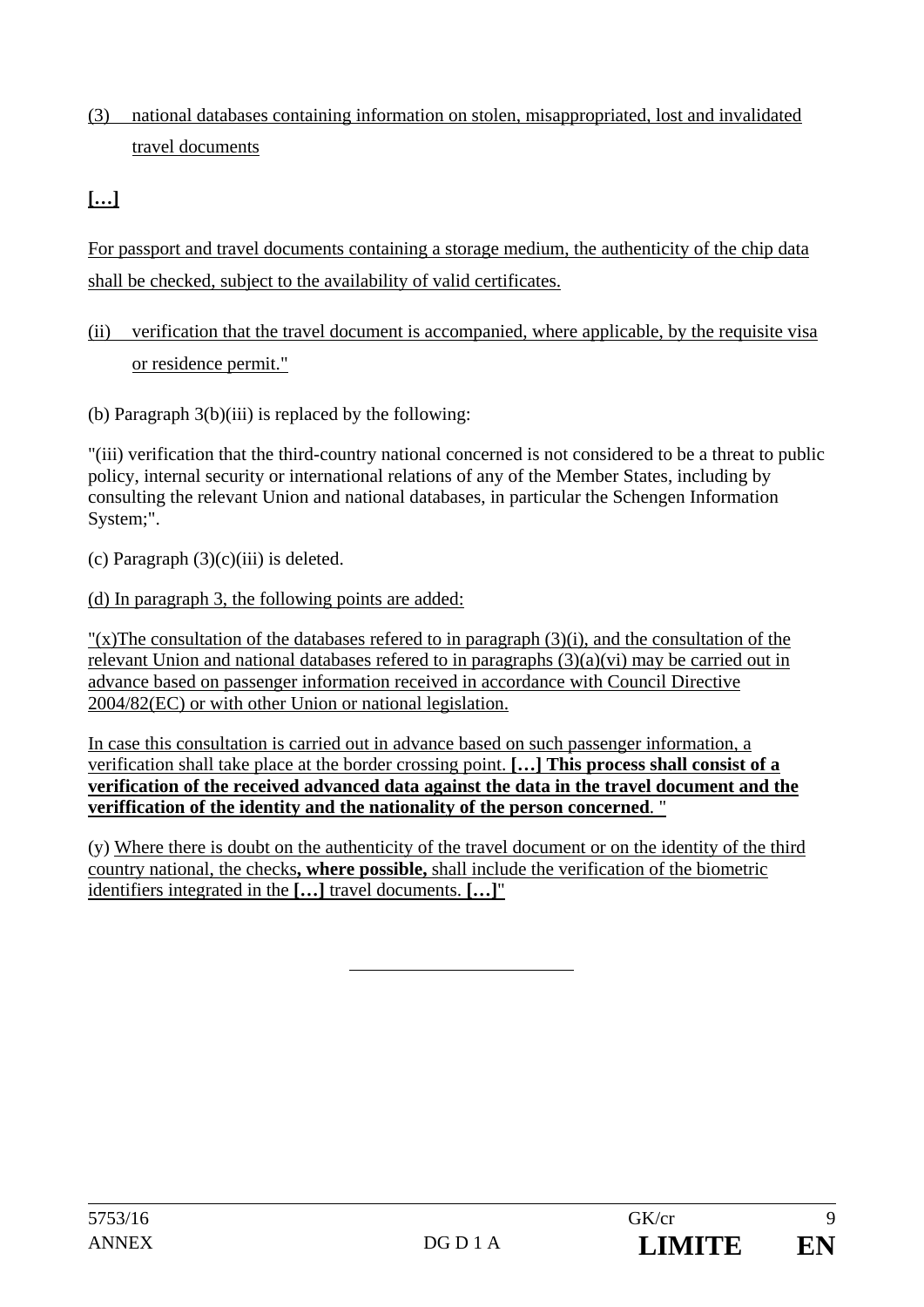(3) national databases containing information on stolen, misappropriated, lost and invalidated travel documents

**[…]**

For passport and travel documents containing a storage medium, the authenticity of the chip data shall be checked, subject to the availability of valid certificates.

(ii) verification that the travel document is accompanied, where applicable, by the requisite visa or residence permit."

(b) Paragraph 3(b)(iii) is replaced by the following:

"(iii) verification that the third-country national concerned is not considered to be a threat to public policy, internal security or international relations of any of the Member States, including by consulting the relevant Union and national databases, in particular the Schengen Information System;".

(c) Paragraph (3)(c)(iii) is deleted.

(d) In paragraph 3, the following points are added:

"(x)The consultation of the databases refered to in paragraph (3)(i), and the consultation of the relevant Union and national databases refered to in paragraphs (3)(a)(vi) may be carried out in advance based on passenger information received in accordance with Council Directive 2004/82(EC) or with other Union or national legislation.

In case this consultation is carried out in advance based on such passenger information, a verification shall take place at the border crossing point. **[…] This process shall consist of a verification of the received advanced data against the data in the travel document and the veriffication of the identity and the nationality of the person concerned**. "

(y) Where there is doubt on the authenticity of the travel document or on the identity of the third country national, the checks**, where possible,** shall include the verification of the biometric identifiers integrated in the **[…]** travel documents. **[…]**"